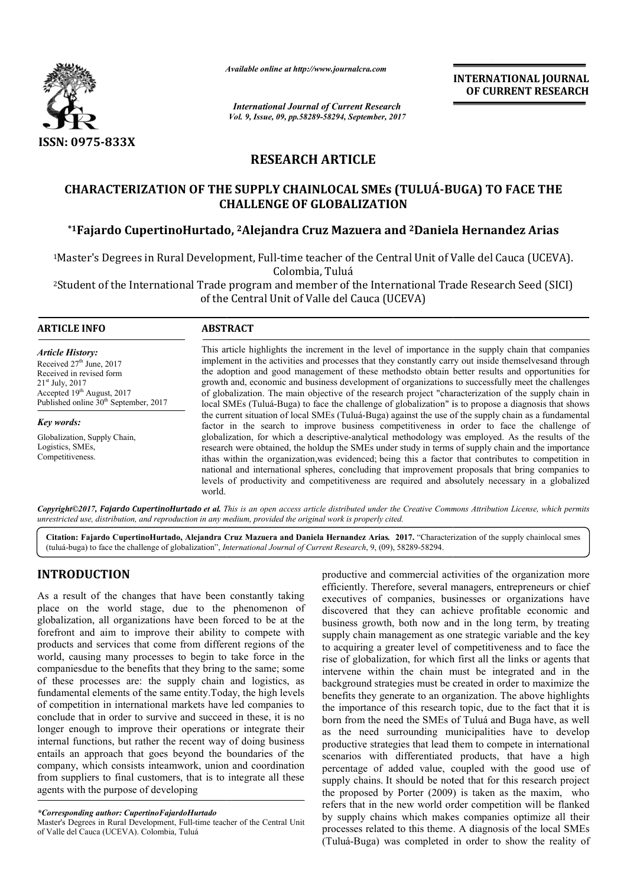*Available online at http://www.journalcra.com*

*International Journal of Current Research*
*Vol. 9, Issue, 09, pp.58289-58294, September, 2017*

**INTERNATIONAL JOURNAL OF CURRENT RESEARCH**

**ISSN: 0975-833X**

# RESEARCH ARTICLE

## CHARACTERIZATION OF THE SUPPLY CHAINLOCAL SMEs (TULUÁ-BUGA) TO FACE THE CHALLENGE OF GLOBALIZATION

**\*[1]Fajardo CupertinoHurtado, [2]Alejandra Cruz Mazuera and [2]Daniela Hernandez Arias**

[1]Master's Degrees in Rural Development, Full-time teacher of the Central Unit of Valle del Cauca (UCEVA). Colombia, Tuluá

[2]Student of the International Trade program and member of the International Trade Research Seed (SICI) of the Central Unit of Valle del Cauca (UCEVA)

**ARTICLE INFO**

*Article History:*

Received 27th June, 2017
Received in revised form 21st July, 2017
Accepted 19th August, 2017
Published online 30th September, 2017

*Key words:*

Globalization, Supply Chain, Logistics, SMEs, Competitiveness.

**ABSTRACT**

This article highlights the increment in the level of importance in the supply chain that companies implement in the activities and processes that they constantly carry out inside themselvesand through the adoption and good management of these methodsto obtain better results and opportunities for growth and, economic and business development of organizations to successfully meet the challenges of globalization. The main objective of the research project "characterization of the supply chain in local SMEs (Tuluá-Buga) to face the challenge of globalization" is to propose a diagnosis that shows the current situation of local SMEs (Tuluá-Buga) against the use of the supply chain as a fundamental factor in the search to improve business competitiveness in order to face the challenge of globalization, for which a descriptive-analytical methodology was employed. As the results of the research were obtained, the holdup the SMEs under study in terms of supply chain and the importance ithas within the organization,was evidenced; being this a factor that contributes to competition in national and international spheres, concluding that improvement proposals that bring companies to levels of productivity and competitiveness are required and absolutely necessary in a globalized world.

*Copyright©2017, Fajardo CupertinoHurtado et al. This is an open access article distributed under the Creative Commons Attribution License, which permits unrestricted use, distribution, and reproduction in any medium, provided the original work is properly cited.*

**Citation: Fajardo CupertinoHurtado, Alejandra Cruz Mazuera and Daniela Hernandez Arias. 2017.** "Characterization of the supply chainlocal smes (tuluá-buga) to face the challenge of globalization", *International Journal of Current Research*, 9, (09), 58289-58294.

# INTRODUCTION

As a result of the changes that have been constantly taking place on the world stage, due to the phenomenon of globalization, all organizations have been forced to be at the forefront and aim to improve their ability to compete with products and services that come from different regions of the world, causing many processes to begin to take force in the companiesdue to the benefits that they bring to the same; some of these processes are: the supply chain and logistics, as fundamental elements of the same entity.Today, the high levels of competition in international markets have led companies to conclude that in order to survive and succeed in these, it is no longer enough to improve their operations or integrate their internal functions, but rather the recent way of doing business entails an approach that goes beyond the boundaries of the company, which consists inteamwork, union and coordination from suppliers to final customers, that is to integrate all these agents with the purpose of developing productive and commercial activities of the organization more efficiently. Therefore, several managers, entrepreneurs or chief executives of companies, businesses or organizations have discovered that they can achieve profitable economic and business growth, both now and in the long term, by treating supply chain management as one strategic variable and the key to acquiring a greater level of competitiveness and to face the rise of globalization, for which first all the links or agents that intervene within the chain must be integrated and in the background strategies must be created in order to maximize the benefits they generate to an organization. The above highlights the importance of this research topic, due to the fact that it is born from the need the SMEs of Tuluá and Buga have, as well as the need surrounding municipalities have to develop productive strategies that lead them to compete in international scenarios with differentiated products, that have a high percentage of added value, coupled with the good use of supply chains. It should be noted that for this research project the proposed by Porter (2009) is taken as the maxim, who refers that in the new world order competition will be flanked by supply chains which makes companies optimize all their processes related to this theme. A diagnosis of the local SMEs (Tuluá-Buga) was completed in order to show the reality of

*\*Corresponding author: CupertinoFajardoHurtado*
Master's Degrees in Rural Development, Full-time teacher of the Central Unit of Valle del Cauca (UCEVA). Colombia, Tuluá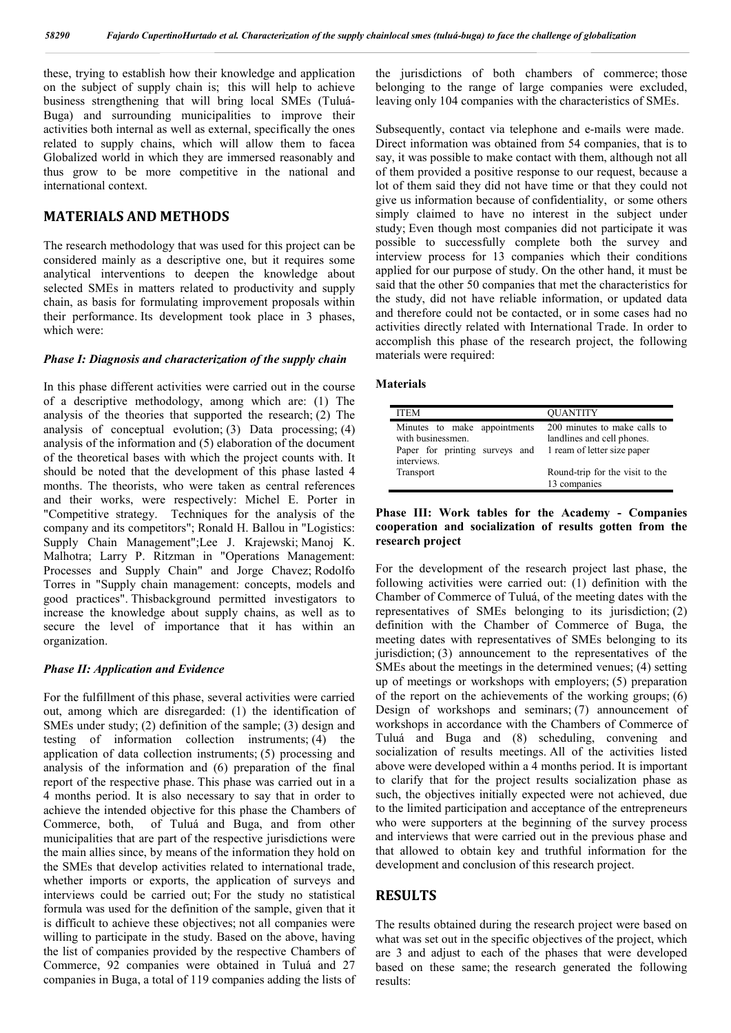these, trying to establish how their knowledge and application on the subject of supply chain is; this will help to achieve business strengthening that will bring local SMEs (Tuluá-Buga) and surrounding municipalities to improve their activities both internal as well as external, specifically the ones related to supply chains, which will allow them to facea Globalized world in which they are immersed reasonably and thus grow to be more competitive in the national and international context.

## MATERIALS AND METHODS

The research methodology that was used for this project can be considered mainly as a descriptive one, but it requires some analytical interventions to deepen the knowledge about selected SMEs in matters related to productivity and supply chain, as basis for formulating improvement proposals within their performance. Its development took place in 3 phases, which were:

### *Phase I: Diagnosis and characterization of the supply chain*

In this phase different activities were carried out in the course of a descriptive methodology, among which are: (1) The analysis of the theories that supported the research; (2) The analysis of conceptual evolution; (3) Data processing; (4) analysis of the information and (5) elaboration of the document of the theoretical bases with which the project counts with. It should be noted that the development of this phase lasted 4 months. The theorists, who were taken as central references and their works, were respectively: Michel E. Porter in "Competitive strategy. Techniques for the analysis of the company and its competitors"; Ronald H. Ballou in "Logistics: Supply Chain Management";Lee J. Krajewski; Manoj K. Malhotra; Larry P. Ritzman in "Operations Management: Processes and Supply Chain" and Jorge Chavez; Rodolfo Torres in "Supply chain management: concepts, models and good practices". Thisbackground permitted investigators to increase the knowledge about supply chains, as well as to secure the level of importance that it has within an organization.

### *Phase II: Application and Evidence*

For the fulfillment of this phase, several activities were carried out, among which are disregarded: (1) the identification of SMEs under study; (2) definition of the sample; (3) design and testing of information collection instruments; (4) the application of data collection instruments; (5) processing and analysis of the information and (6) preparation of the final report of the respective phase. This phase was carried out in a 4 months period. It is also necessary to say that in order to achieve the intended objective for this phase the Chambers of Commerce, both, of Tuluá and Buga, and from other municipalities that are part of the respective jurisdictions were the main allies since, by means of the information they hold on the SMEs that develop activities related to international trade, whether imports or exports, the application of surveys and interviews could be carried out; For the study no statistical formula was used for the definition of the sample, given that it is difficult to achieve these objectives; not all companies were willing to participate in the study. Based on the above, having the list of companies provided by the respective Chambers of Commerce, 92 companies were obtained in Tuluá and 27 companies in Buga, a total of 119 companies adding the lists of the jurisdictions of both chambers of commerce; those belonging to the range of large companies were excluded, leaving only 104 companies with the characteristics of SMEs.

Subsequently, contact via telephone and e-mails were made. Direct information was obtained from 54 companies, that is to say, it was possible to make contact with them, although not all of them provided a positive response to our request, because a lot of them said they did not have time or that they could not give us information because of confidentiality, or some others simply claimed to have no interest in the subject under study; Even though most companies did not participate it was possible to successfully complete both the survey and interview process for 13 companies which their conditions applied for our purpose of study. On the other hand, it must be said that the other 50 companies that met the characteristics for the study, did not have reliable information, or updated data and therefore could not be contacted, or in some cases had no activities directly related with International Trade. In order to accomplish this phase of the research project, the following materials were required:

### Materials

| ITEM | QUANTITY |
|---|---|
| Minutes to make appointments with businessmen. | 200 minutes to make calls to landlines and cell phones. |
| Paper for printing surveys and interviews. | 1 ream of letter size paper |
| Transport | Round-trip for the visit to the 13 companies |

### Phase III: Work tables for the Academy - Companies cooperation and socialization of results gotten from the research project

For the development of the research project last phase, the following activities were carried out: (1) definition with the Chamber of Commerce of Tuluá, of the meeting dates with the representatives of SMEs belonging to its jurisdiction; (2) definition with the Chamber of Commerce of Buga, the meeting dates with representatives of SMEs belonging to its jurisdiction; (3) announcement to the representatives of the SMEs about the meetings in the determined venues; (4) setting up of meetings or workshops with employers; (5) preparation of the report on the achievements of the working groups; (6) Design of workshops and seminars; (7) announcement of workshops in accordance with the Chambers of Commerce of Tuluá and Buga and (8) scheduling, convening and socialization of results meetings. All of the activities listed above were developed within a 4 months period. It is important to clarify that for the project results socialization phase as such, the objectives initially expected were not achieved, due to the limited participation and acceptance of the entrepreneurs who were supporters at the beginning of the survey process and interviews that were carried out in the previous phase and that allowed to obtain key and truthful information for the development and conclusion of this research project.

## RESULTS

The results obtained during the research project were based on what was set out in the specific objectives of the project, which are 3 and adjust to each of the phases that were developed based on these same; the research generated the following results: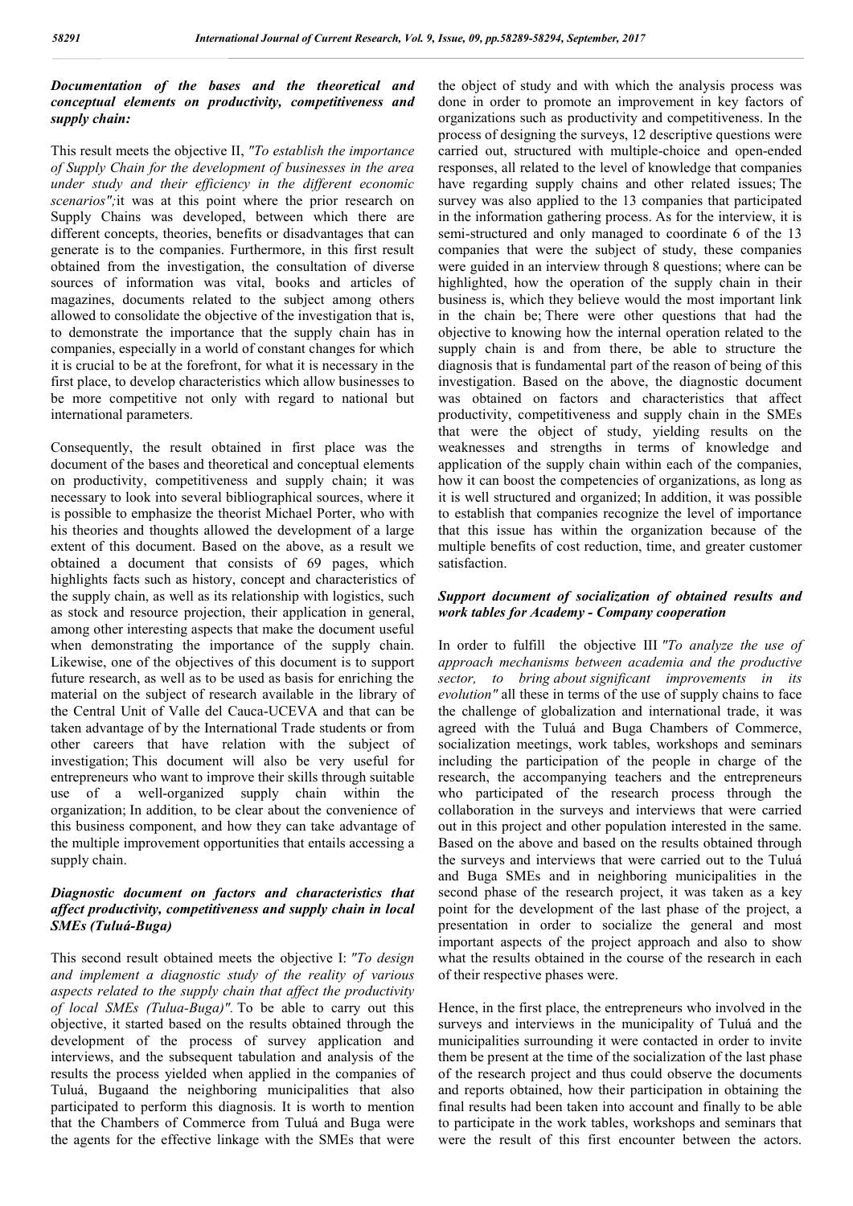### *Documentation of the bases and the theoretical and conceptual elements on productivity, competitiveness and supply chain:*

This result meets the objective II, *"To establish the importance of Supply Chain for the development of businesses in the area under study and their efficiency in the different economic scenarios";* it was at this point where the prior research on Supply Chains was developed, between which there are different concepts, theories, benefits or disadvantages that can generate is to the companies. Furthermore, in this first result obtained from the investigation, the consultation of diverse sources of information was vital, books and articles of magazines, documents related to the subject among others allowed to consolidate the objective of the investigation that is, to demonstrate the importance that the supply chain has in companies, especially in a world of constant changes for which it is crucial to be at the forefront, for what it is necessary in the first place, to develop characteristics which allow businesses to be more competitive not only with regard to national but international parameters.

Consequently, the result obtained in first place was the document of the bases and theoretical and conceptual elements on productivity, competitiveness and supply chain; it was necessary to look into several bibliographical sources, where it is possible to emphasize the theorist Michael Porter, who with his theories and thoughts allowed the development of a large extent of this document. Based on the above, as a result we obtained a document that consists of 69 pages, which highlights facts such as history, concept and characteristics of the supply chain, as well as its relationship with logistics, such as stock and resource projection, their application in general, among other interesting aspects that make the document useful when demonstrating the importance of the supply chain. Likewise, one of the objectives of this document is to support future research, as well as to be used as basis for enriching the material on the subject of research available in the library of the Central Unit of Valle del Cauca-UCEVA and that can be taken advantage of by the International Trade students or from other careers that have relation with the subject of investigation; This document will also be very useful for entrepreneurs who want to improve their skills through suitable use of a well-organized supply chain within the organization; In addition, to be clear about the convenience of this business component, and how they can take advantage of the multiple improvement opportunities that entails accessing a supply chain.

### *Diagnostic document on factors and characteristics that affect productivity, competitiveness and supply chain in local SMEs (Tuluá-Buga)*

This second result obtained meets the objective I: *"To design and implement a diagnostic study of the reality of various aspects related to the supply chain that affect the productivity of local SMEs (Tulua-Buga)"*. To be able to carry out this objective, it started based on the results obtained through the development of the process of survey application and interviews, and the subsequent tabulation and analysis of the results the process yielded when applied in the companies of Tuluá, Bugaand the neighboring municipalities that also participated to perform this diagnosis. It is worth to mention that the Chambers of Commerce from Tuluá and Buga were the agents for the effective linkage with the SMEs that were the object of study and with which the analysis process was done in order to promote an improvement in key factors of organizations such as productivity and competitiveness. In the process of designing the surveys, 12 descriptive questions were carried out, structured with multiple-choice and open-ended responses, all related to the level of knowledge that companies have regarding supply chains and other related issues; The survey was also applied to the 13 companies that participated in the information gathering process. As for the interview, it is semi-structured and only managed to coordinate 6 of the 13 companies that were the subject of study, these companies were guided in an interview through 8 questions; where can be highlighted, how the operation of the supply chain in their business is, which they believe would the most important link in the chain be; There were other questions that had the objective to knowing how the internal operation related to the supply chain is and from there, be able to structure the diagnosis that is fundamental part of the reason of being of this investigation. Based on the above, the diagnostic document was obtained on factors and characteristics that affect productivity, competitiveness and supply chain in the SMEs that were the object of study, yielding results on the weaknesses and strengths in terms of knowledge and application of the supply chain within each of the companies, how it can boost the competencies of organizations, as long as it is well structured and organized; In addition, it was possible to establish that companies recognize the level of importance that this issue has within the organization because of the multiple benefits of cost reduction, time, and greater customer satisfaction.

### *Support document of socialization of obtained results and work tables for Academy - Company cooperation*

In order to fulfill the objective III *"To analyze the use of approach mechanisms between academia and the productive sector, to bring about significant improvements in its evolution"* all these in terms of the use of supply chains to face the challenge of globalization and international trade, it was agreed with the Tuluá and Buga Chambers of Commerce, socialization meetings, work tables, workshops and seminars including the participation of the people in charge of the research, the accompanying teachers and the entrepreneurs who participated of the research process through the collaboration in the surveys and interviews that were carried out in this project and other population interested in the same. Based on the above and based on the results obtained through the surveys and interviews that were carried out to the Tuluá and Buga SMEs and in neighboring municipalities in the second phase of the research project, it was taken as a key point for the development of the last phase of the project, a presentation in order to socialize the general and most important aspects of the project approach and also to show what the results obtained in the course of the research in each of their respective phases were.

Hence, in the first place, the entrepreneurs who involved in the surveys and interviews in the municipality of Tuluá and the municipalities surrounding it were contacted in order to invite them be present at the time of the socialization of the last phase of the research project and thus could observe the documents and reports obtained, how their participation in obtaining the final results had been taken into account and finally to be able to participate in the work tables, workshops and seminars that were the result of this first encounter between the actors.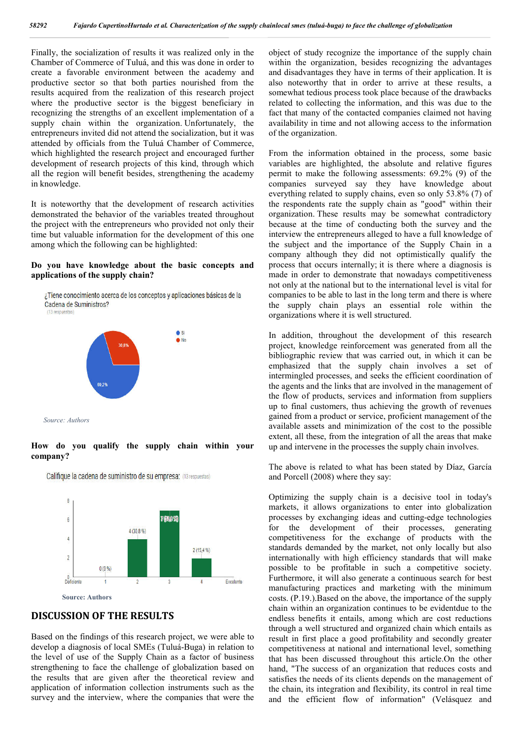Finally, the socialization of results it was realized only in the Chamber of Commerce of Tuluá, and this was done in order to create a favorable environment between the academy and productive sector so that both parties nourished from the results acquired from the realization of this research project where the productive sector is the biggest beneficiary in recognizing the strengths of an excellent implementation of a supply chain within the organization. Unfortunately, the entrepreneurs invited did not attend the socialization, but it was attended by officials from the Tuluá Chamber of Commerce, which highlighted the research project and encouraged further development of research projects of this kind, through which all the region will benefit besides, strengthening the academy in knowledge.

It is noteworthy that the development of research activities demonstrated the behavior of the variables treated throughout the project with the entrepreneurs who provided not only their time but valuable information for the development of this one among which the following can be highlighted:

**Do you have knowledge about the basic concepts and applications of the supply chain?**

¿Tiene conocimiento acerca de los conceptos y aplicaciones básicas de la Cadena de Suministros?
(13 respuestas)

Sí: 69,2%
No: 30,8%

*Source: Authors*

**How do you qualify the supply chain within your company?**

Califique la cadena de suministro de su empresa: (13 respuestas)

| Rating | Responses |
|---|---|
| 1 (Deficiente) | 0 (0 %) |
| 2 | 4 (30,8 %) |
| 3 | 7 (53,8 %) |
| 4 (Excelente) | 2 (15,4 %) |

**Source: Authors**

## DISCUSSION OF THE RESULTS

Based on the findings of this research project, we were able to develop a diagnosis of local SMEs (Tuluá-Buga) in relation to the level of use of the Supply Chain as a factor of business strengthening to face the challenge of globalization based on the results that are given after the theoretical review and application of information collection instruments such as the survey and the interview, where the companies that were the object of study recognize the importance of the supply chain within the organization, besides recognizing the advantages and disadvantages they have in terms of their application. It is also noteworthy that in order to arrive at these results, a somewhat tedious process took place because of the drawbacks related to collecting the information, and this was due to the fact that many of the contacted companies claimed not having availability in time and not allowing access to the information of the organization.

From the information obtained in the process, some basic variables are highlighted, the absolute and relative figures permit to make the following assessments: 69.2% (9) of the companies surveyed say they have knowledge about everything related to supply chains, even so only 53.8% (7) of the respondents rate the supply chain as "good" within their organization. These results may be somewhat contradictory because at the time of conducting both the survey and the interview the entrepreneurs alleged to have a full knowledge of the subject and the importance of the Supply Chain in a company although they did not optimistically qualify the process that occurs internally; it is there where a diagnosis is made in order to demonstrate that nowadays competitiveness not only at the national but to the international level is vital for companies to be able to last in the long term and there is where the supply chain plays an essential role within the organizations where it is well structured.

In addition, throughout the development of this research project, knowledge reinforcement was generated from all the bibliographic review that was carried out, in which it can be emphasized that the supply chain involves a set of intermingled processes, and seeks the efficient coordination of the agents and the links that are involved in the management of the flow of products, services and information from suppliers up to final customers, thus achieving the growth of revenues gained from a product or service, proficient management of the available assets and minimization of the cost to the possible extent, all these, from the integration of all the areas that make up and intervene in the processes the supply chain involves.

The above is related to what has been stated by Díaz, García and Porcell (2008) where they say:

Optimizing the supply chain is a decisive tool in today's markets, it allows organizations to enter into globalization processes by exchanging ideas and cutting-edge technologies for the development of their processes, generating competitiveness for the exchange of products with the standards demanded by the market, not only locally but also internationally with high efficiency standards that will make possible to be profitable in such a competitive society. Furthermore, it will also generate a continuous search for best manufacturing practices and marketing with the minimum costs. (P.19.).Based on the above, the importance of the supply chain within an organization continues to be evidentdue to the endless benefits it entails, among which are cost reductions through a well structured and organized chain which entails as result in first place a good profitability and secondly greater competitiveness at national and international level, something that has been discussed throughout this article.On the other hand, "The success of an organization that reduces costs and satisfies the needs of its clients depends on the management of the chain, its integration and flexibility, its control in real time and the efficient flow of information" (Velásquez and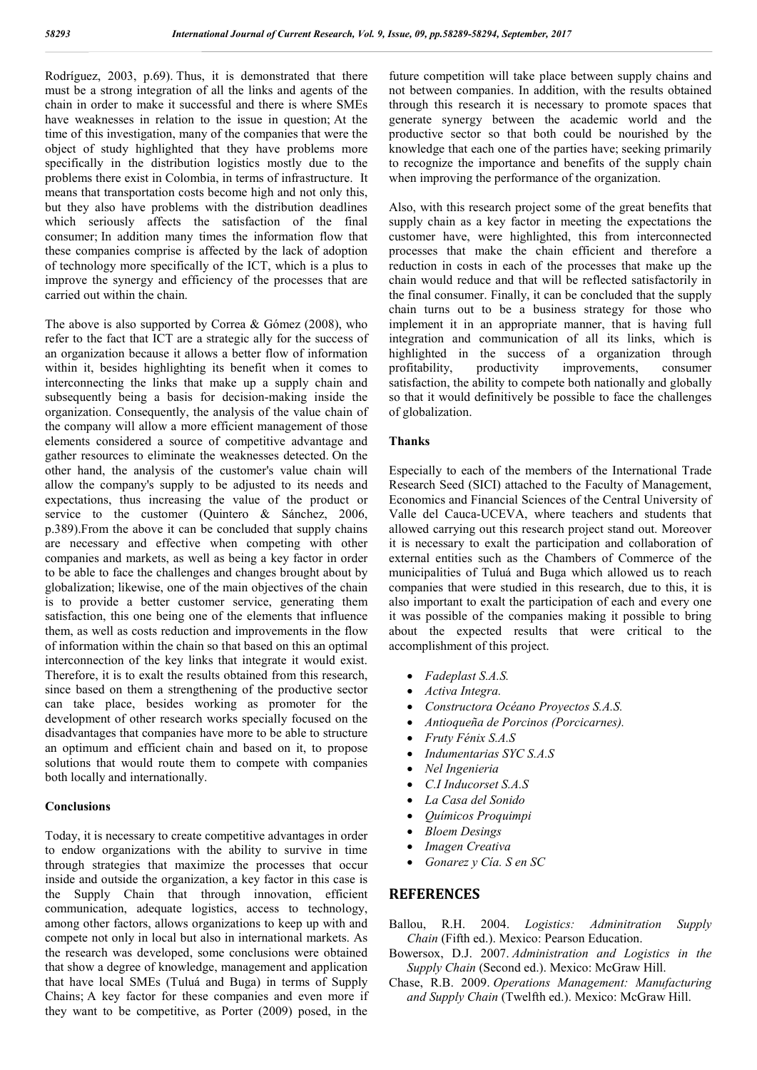Rodríguez, 2003, p.69). Thus, it is demonstrated that there must be a strong integration of all the links and agents of the chain in order to make it successful and there is where SMEs have weaknesses in relation to the issue in question; At the time of this investigation, many of the companies that were the object of study highlighted that they have problems more specifically in the distribution logistics mostly due to the problems there exist in Colombia, in terms of infrastructure. It means that transportation costs become high and not only this, but they also have problems with the distribution deadlines which seriously affects the satisfaction of the final consumer; In addition many times the information flow that these companies comprise is affected by the lack of adoption of technology more specifically of the ICT, which is a plus to improve the synergy and efficiency of the processes that are carried out within the chain.

The above is also supported by Correa & Gómez (2008), who refer to the fact that ICT are a strategic ally for the success of an organization because it allows a better flow of information within it, besides highlighting its benefit when it comes to interconnecting the links that make up a supply chain and subsequently being a basis for decision-making inside the organization. Consequently, the analysis of the value chain of the company will allow a more efficient management of those elements considered a source of competitive advantage and gather resources to eliminate the weaknesses detected. On the other hand, the analysis of the customer's value chain will allow the company's supply to be adjusted to its needs and expectations, thus increasing the value of the product or service to the customer (Quintero & Sánchez, 2006, p.389).From the above it can be concluded that supply chains are necessary and effective when competing with other companies and markets, as well as being a key factor in order to be able to face the challenges and changes brought about by globalization; likewise, one of the main objectives of the chain is to provide a better customer service, generating them satisfaction, this one being one of the elements that influence them, as well as costs reduction and improvements in the flow of information within the chain so that based on this an optimal interconnection of the key links that integrate it would exist. Therefore, it is to exalt the results obtained from this research, since based on them a strengthening of the productive sector can take place, besides working as promoter for the development of other research works specially focused on the disadvantages that companies have more to be able to structure an optimum and efficient chain and based on it, to propose solutions that would route them to compete with companies both locally and internationally.

## Conclusions

Today, it is necessary to create competitive advantages in order to endow organizations with the ability to survive in time through strategies that maximize the processes that occur inside and outside the organization, a key factor in this case is the Supply Chain that through innovation, efficient communication, adequate logistics, access to technology, among other factors, allows organizations to keep up with and compete not only in local but also in international markets. As the research was developed, some conclusions were obtained that show a degree of knowledge, management and application that have local SMEs (Tuluá and Buga) in terms of Supply Chains; A key factor for these companies and even more if they want to be competitive, as Porter (2009) posed, in the future competition will take place between supply chains and not between companies. In addition, with the results obtained through this research it is necessary to promote spaces that generate synergy between the academic world and the productive sector so that both could be nourished by the knowledge that each one of the parties have; seeking primarily to recognize the importance and benefits of the supply chain when improving the performance of the organization.

Also, with this research project some of the great benefits that supply chain as a key factor in meeting the expectations the customer have, were highlighted, this from interconnected processes that make the chain efficient and therefore a reduction in costs in each of the processes that make up the chain would reduce and that will be reflected satisfactorily in the final consumer. Finally, it can be concluded that the supply chain turns out to be a business strategy for those who implement it in an appropriate manner, that is having full integration and communication of all its links, which is highlighted in the success of a organization through profitability, productivity improvements, consumer satisfaction, the ability to compete both nationally and globally so that it would definitively be possible to face the challenges of globalization.

## Thanks

Especially to each of the members of the International Trade Research Seed (SICI) attached to the Faculty of Management, Economics and Financial Sciences of the Central University of Valle del Cauca-UCEVA, where teachers and students that allowed carrying out this research project stand out. Moreover it is necessary to exalt the participation and collaboration of external entities such as the Chambers of Commerce of the municipalities of Tuluá and Buga which allowed us to reach companies that were studied in this research, due to this, it is also important to exalt the participation of each and every one it was possible of the companies making it possible to bring about the expected results that were critical to the accomplishment of this project.

- *Fadeplast S.A.S.*
- *Activa Integra.*
- *Constructora Océano Proyectos S.A.S.*
- *Antioqueña de Porcinos (Porcicarnes).*
- *Fruty Fénix S.A.S*
- *Indumentarias SYC S.A.S*
- *Nel Ingenieria*
- *C.I Inducorset S.A.S*
- *La Casa del Sonido*
- *Químicos Proquimpi*
- *Bloem Desings*
- *Imagen Creativa*
- *Gonarez y Cía. S en SC*

## REFERENCES

Ballou, R.H. 2004. *Logistics: Adminitration Supply Chain* (Fifth ed.). Mexico: Pearson Education.

Bowersox, D.J. 2007. *Administration and Logistics in the Supply Chain* (Second ed.). Mexico: McGraw Hill.

Chase, R.B. 2009. *Operations Management: Manufacturing and Supply Chain* (Twelfth ed.). Mexico: McGraw Hill.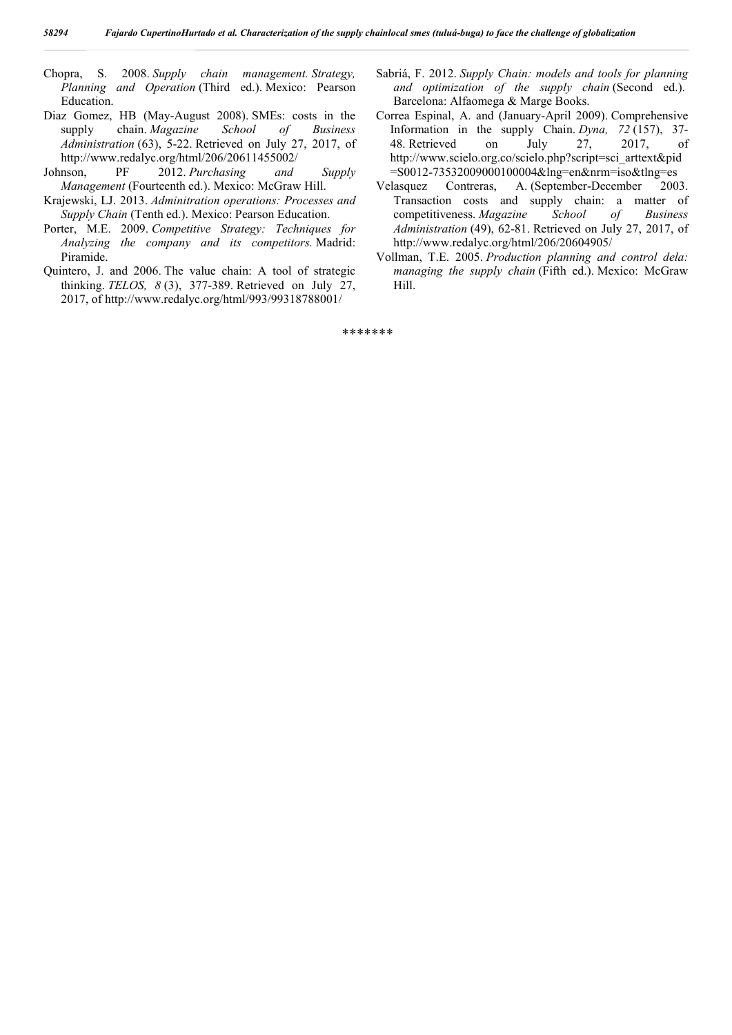Chopra, S. 2008. *Supply chain management. Strategy, Planning and Operation* (Third ed.). Mexico: Pearson Education.

Diaz Gomez, HB (May-August 2008). SMEs: costs in the supply chain. *Magazine School of Business Administration* (63), 5-22. Retrieved on July 27, 2017, of http://www.redalyc.org/html/206/20611455002/

Johnson, PF 2012. *Purchasing and Supply Management* (Fourteenth ed.). Mexico: McGraw Hill.

Krajewski, LJ. 2013. *Adminitration operations: Processes and Supply Chain* (Tenth ed.). Mexico: Pearson Education.

Porter, M.E. 2009. *Competitive Strategy: Techniques for Analyzing the company and its competitors.* Madrid: Piramide.

Quintero, J. and 2006. The value chain: A tool of strategic thinking. *TELOS, 8* (3), 377-389. Retrieved on July 27, 2017, of http://www.redalyc.org/html/993/99318788001/

Sabriá, F. 2012. *Supply Chain: models and tools for planning and optimization of the supply chain* (Second ed.). Barcelona: Alfaomega & Marge Books.

Correa Espinal, A. and (January-April 2009). Comprehensive Information in the supply Chain. *Dyna, 72* (157), 37-48. Retrieved on July 27, 2017, of http://www.scielo.org.co/scielo.php?script=sci_arttext&pid=S0012-73532009000100004&lng=en&nrm=iso&tlng=es

Velasquez Contreras, A. (September-December 2003. Transaction costs and supply chain: a matter of competitiveness. *Magazine School of Business Administration* (49), 62-81. Retrieved on July 27, 2017, of http://www.redalyc.org/html/206/20604905/

Vollman, T.E. 2005. *Production planning and control dela: managing the supply chain* (Fifth ed.). Mexico: McGraw Hill.

*******